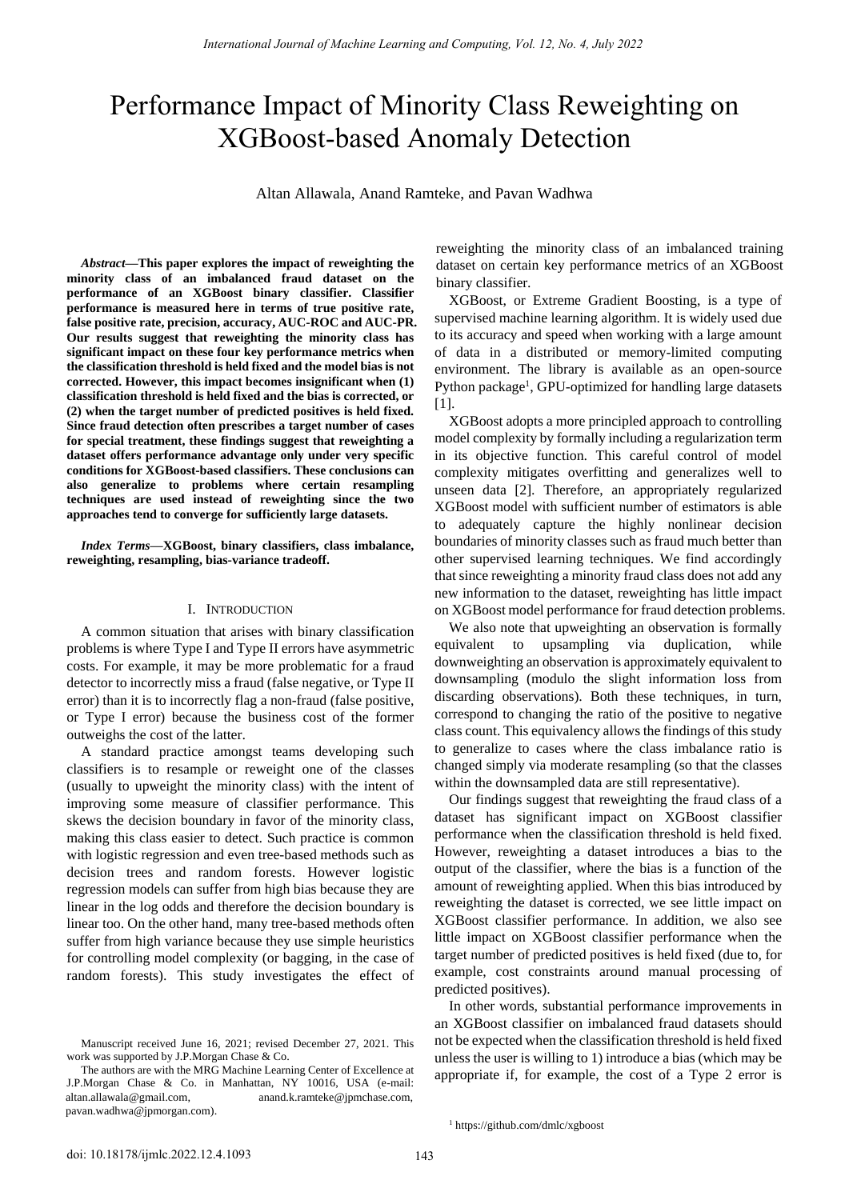# Performance Impact of Minority Class Reweighting on XGBoost-based Anomaly Detection

Altan Allawala, Anand Ramteke, and Pavan Wadhwa

***Abstract*—This paper explores the impact of reweighting the minority class of an imbalanced fraud dataset on the performance of an XGBoost binary classifier. Classifier performance is measured here in terms of true positive rate, false positive rate, precision, accuracy, AUC-ROC and AUC-PR. Our results suggest that reweighting the minority class has significant impact on these four key performance metrics when the classification threshold is held fixed and the model bias is not corrected. However, this impact becomes insignificant when (1) classification threshold is held fixed and the bias is corrected, or (2) when the target number of predicted positives is held fixed. Since fraud detection often prescribes a target number of cases for special treatment, these findings suggest that reweighting a dataset offers performance advantage only under very specific conditions for XGBoost-based classifiers. These conclusions can also generalize to problems where certain resampling techniques are used instead of reweighting since the two approaches tend to converge for sufficiently large datasets.**

***Index Terms*—XGBoost, binary classifiers, class imbalance, reweighting, resampling, bias-variance tradeoff.**

## I. Introduction

A common situation that arises with binary classification problems is where Type I and Type II errors have asymmetric costs. For example, it may be more problematic for a fraud detector to incorrectly miss a fraud (false negative, or Type II error) than it is to incorrectly flag a non-fraud (false positive, or Type I error) because the business cost of the former outweighs the cost of the latter.

A standard practice amongst teams developing such classifiers is to resample or reweight one of the classes (usually to upweight the minority class) with the intent of improving some measure of classifier performance. This skews the decision boundary in favor of the minority class, making this class easier to detect. Such practice is common with logistic regression and even tree-based methods such as decision trees and random forests. However logistic regression models can suffer from high bias because they are linear in the log odds and therefore the decision boundary is linear too. On the other hand, many tree-based methods often suffer from high variance because they use simple heuristics for controlling model complexity (or bagging, in the case of random forests). This study investigates the effect of reweighting the minority class of an imbalanced training dataset on certain key performance metrics of an XGBoost binary classifier.

XGBoost, or Extreme Gradient Boosting, is a type of supervised machine learning algorithm. It is widely used due to its accuracy and speed when working with a large amount of data in a distributed or memory-limited computing environment. The library is available as an open-source Python package[1], GPU-optimized for handling large datasets [1].

XGBoost adopts a more principled approach to controlling model complexity by formally including a regularization term in its objective function. This careful control of model complexity mitigates overfitting and generalizes well to unseen data [2]. Therefore, an appropriately regularized XGBoost model with sufficient number of estimators is able to adequately capture the highly nonlinear decision boundaries of minority classes such as fraud much better than other supervised learning techniques. We find accordingly that since reweighting a minority fraud class does not add any new information to the dataset, reweighting has little impact on XGBoost model performance for fraud detection problems.

We also note that upweighting an observation is formally equivalent to upsampling via duplication, while downweighting an observation is approximately equivalent to downsampling (modulo the slight information loss from discarding observations). Both these techniques, in turn, correspond to changing the ratio of the positive to negative class count. This equivalency allows the findings of this study to generalize to cases where the class imbalance ratio is changed simply via moderate resampling (so that the classes within the downsampled data are still representative).

Our findings suggest that reweighting the fraud class of a dataset has significant impact on XGBoost classifier performance when the classification threshold is held fixed. However, reweighting a dataset introduces a bias to the output of the classifier, where the bias is a function of the amount of reweighting applied. When this bias introduced by reweighting the dataset is corrected, we see little impact on XGBoost classifier performance. In addition, we also see little impact on XGBoost classifier performance when the target number of predicted positives is held fixed (due to, for example, cost constraints around manual processing of predicted positives).

In other words, substantial performance improvements in an XGBoost classifier on imbalanced fraud datasets should not be expected when the classification threshold is held fixed unless the user is willing to 1) introduce a bias (which may be appropriate if, for example, the cost of a Type 2 error is

---

Manuscript received June 16, 2021; revised December 27, 2021. This work was supported by J.P.Morgan Chase & Co.

The authors are with the MRG Machine Learning Center of Excellence at J.P.Morgan Chase & Co. in Manhattan, NY 10016, USA (e-mail: altan.allawala@gmail.com, anand.k.ramteke@jpmchase.com, pavan.wadhwa@jpmorgan.com).

[1] https://github.com/dmlc/xgboost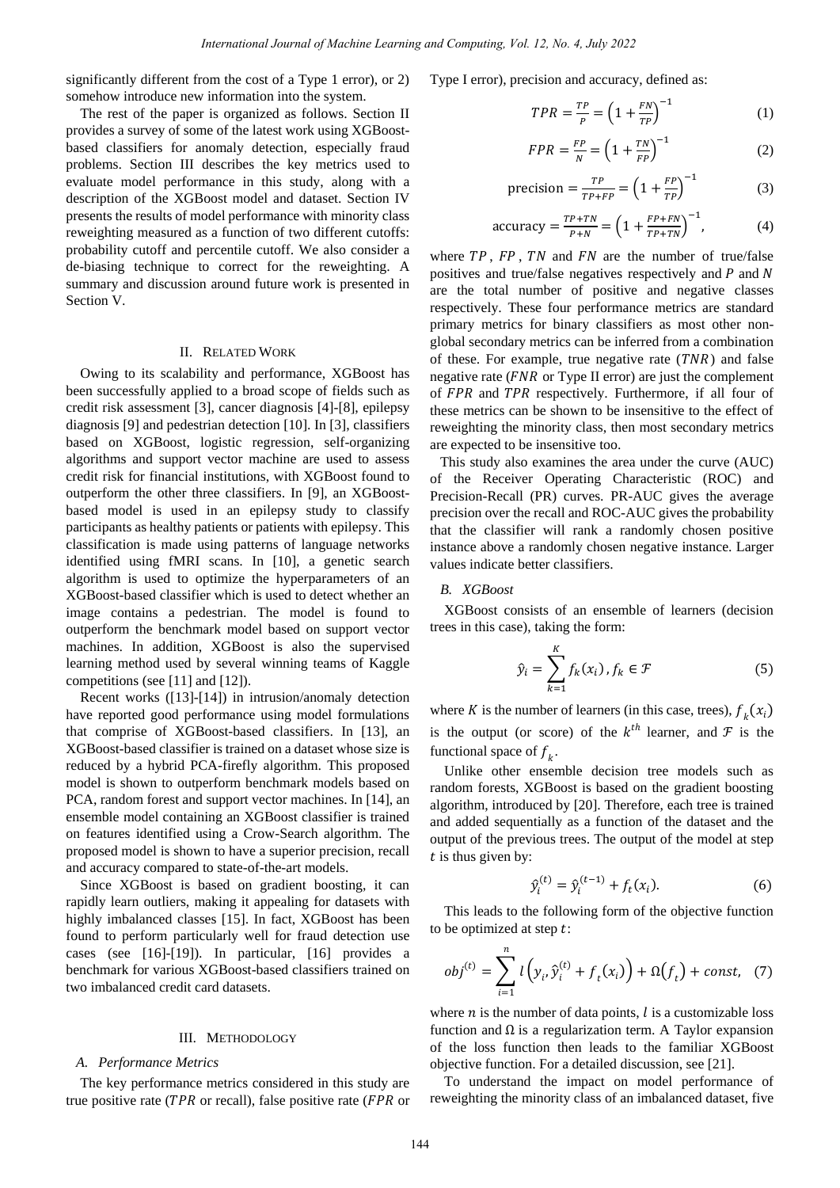significantly different from the cost of a Type 1 error), or 2) somehow introduce new information into the system.

The rest of the paper is organized as follows. Section II provides a survey of some of the latest work using XGBoost-based classifiers for anomaly detection, especially fraud problems. Section III describes the key metrics used to evaluate model performance in this study, along with a description of the XGBoost model and dataset. Section IV presents the results of model performance with minority class reweighting measured as a function of two different cutoffs: probability cutoff and percentile cutoff. We also consider a de-biasing technique to correct for the reweighting. A summary and discussion around future work is presented in Section V.

## II. Related Work

Owing to its scalability and performance, XGBoost has been successfully applied to a broad scope of fields such as credit risk assessment [3], cancer diagnosis [4]-[8], epilepsy diagnosis [9] and pedestrian detection [10]. In [3], classifiers based on XGBoost, logistic regression, self-organizing algorithms and support vector machine are used to assess credit risk for financial institutions, with XGBoost found to outperform the other three classifiers. In [9], an XGBoost-based model is used in an epilepsy study to classify participants as healthy patients or patients with epilepsy. This classification is made using patterns of language networks identified using fMRI scans. In [10], a genetic search algorithm is used to optimize the hyperparameters of an XGBoost-based classifier which is used to detect whether an image contains a pedestrian. The model is found to outperform the benchmark model based on support vector machines. In addition, XGBoost is also the supervised learning method used by several winning teams of Kaggle competitions (see [11] and [12]).

Recent works ([13]-[14]) in intrusion/anomaly detection have reported good performance using model formulations that comprise of XGBoost-based classifiers. In [13], an XGBoost-based classifier is trained on a dataset whose size is reduced by a hybrid PCA-firefly algorithm. This proposed model is shown to outperform benchmark models based on PCA, random forest and support vector machines. In [14], an ensemble model containing an XGBoost classifier is trained on features identified using a Crow-Search algorithm. The proposed model is shown to have a superior precision, recall and accuracy compared to state-of-the-art models.

Since XGBoost is based on gradient boosting, it can rapidly learn outliers, making it appealing for datasets with highly imbalanced classes [15]. In fact, XGBoost has been found to perform particularly well for fraud detection use cases (see [16]-[19]). In particular, [16] provides a benchmark for various XGBoost-based classifiers trained on two imbalanced credit card datasets.

## III. Methodology

### A. Performance Metrics

The key performance metrics considered in this study are true positive rate ($TPR$ or recall), false positive rate ($FPR$ or Type I error), precision and accuracy, defined as:

$$TPR = \frac{TP}{P} = \left(1 + \frac{FN}{TP}\right)^{-1} \quad (1)$$

$$FPR = \frac{FP}{N} = \left(1 + \frac{TN}{FP}\right)^{-1} \quad (2)$$

$$\text{precision} = \frac{TP}{TP+FP} = \left(1 + \frac{FP}{TP}\right)^{-1} \quad (3)$$

$$\text{accuracy} = \frac{TP+TN}{P+N} = \left(1 + \frac{FP+FN}{TP+TN}\right)^{-1}, \quad (4)$$

where $TP$, $FP$, $TN$ and $FN$ are the number of true/false positives and true/false negatives respectively and $P$ and $N$ are the total number of positive and negative classes respectively. These four performance metrics are standard primary metrics for binary classifiers as most other non-global secondary metrics can be inferred from a combination of these. For example, true negative rate ($TNR$) and false negative rate ($FNR$ or Type II error) are just the complement of $FPR$ and $TPR$ respectively. Furthermore, if all four of these metrics can be shown to be insensitive to the effect of reweighting the minority class, then most secondary metrics are expected to be insensitive too.

This study also examines the area under the curve (AUC) of the Receiver Operating Characteristic (ROC) and Precision-Recall (PR) curves. PR-AUC gives the average precision over the recall and ROC-AUC gives the probability that the classifier will rank a randomly chosen positive instance above a randomly chosen negative instance. Larger values indicate better classifiers.

### B. XGBoost

XGBoost consists of an ensemble of learners (decision trees in this case), taking the form:

$$\hat{y}_i = \sum_{k=1}^{K} f_k(x_i), f_k \in \mathcal{F} \quad (5)$$

where $K$ is the number of learners (in this case, trees), $f_k(x_i)$ is the output (or score) of the $k^{th}$ learner, and $\mathcal{F}$ is the functional space of $f_k$.

Unlike other ensemble decision tree models such as random forests, XGBoost is based on the gradient boosting algorithm, introduced by [20]. Therefore, each tree is trained and added sequentially as a function of the dataset and the output of the previous trees. The output of the model at step $t$ is thus given by:

$$\hat{y}_i^{(t)} = \hat{y}_i^{(t-1)} + f_t(x_i). \quad (6)$$

This leads to the following form of the objective function to be optimized at step $t$:

$$obj^{(t)} = \sum_{i=1}^{n} l\left(y_i, \hat{y}_i^{(t)} + f_t(x_i)\right) + \Omega(f_t) + const, \quad (7)$$

where $n$ is the number of data points, $l$ is a customizable loss function and $\Omega$ is a regularization term. A Taylor expansion of the loss function then leads to the familiar XGBoost objective function. For a detailed discussion, see [21].

To understand the impact on model performance of reweighting the minority class of an imbalanced dataset, five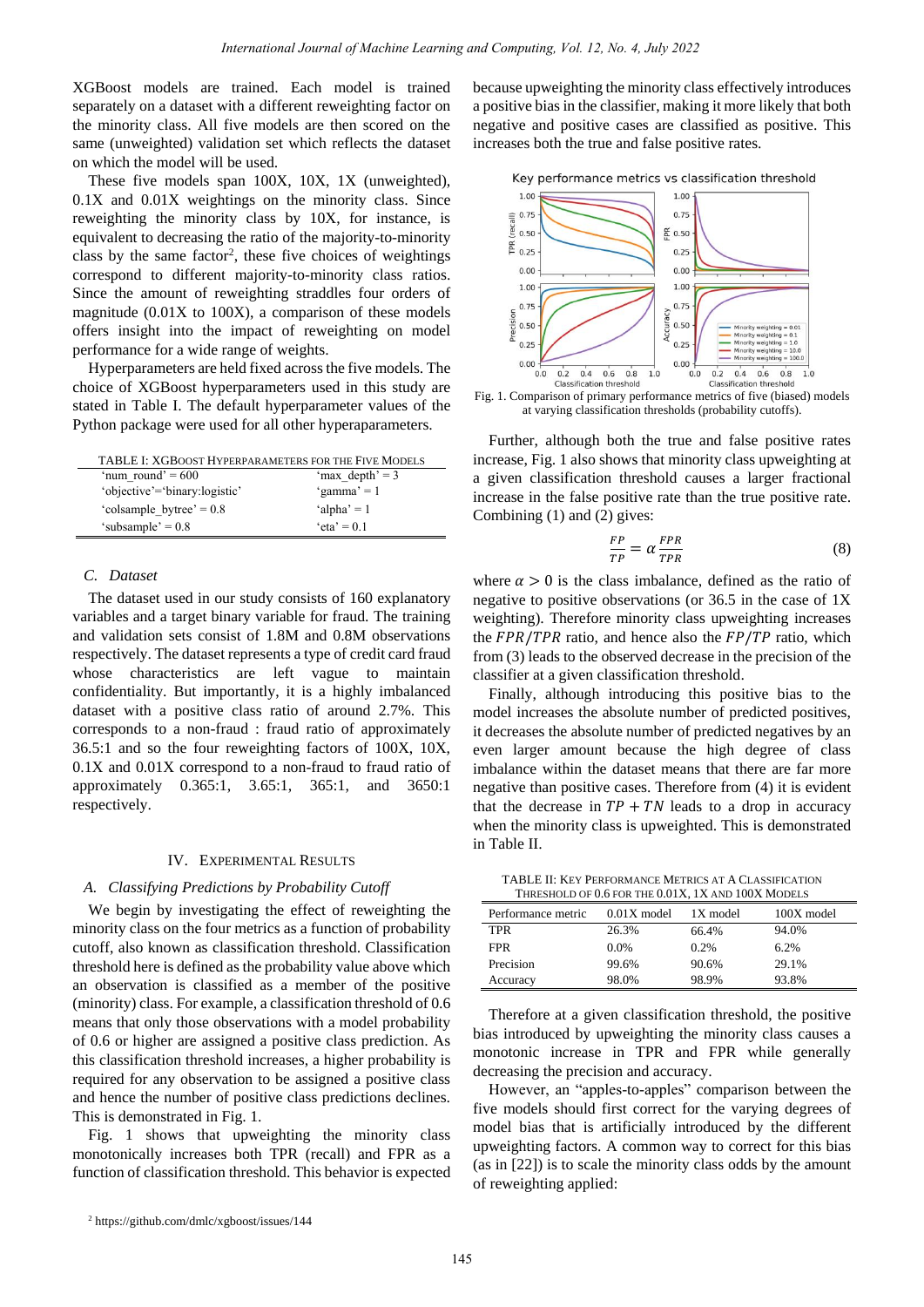XGBoost models are trained. Each model is trained separately on a dataset with a different reweighting factor on the minority class. All five models are then scored on the same (unweighted) validation set which reflects the dataset on which the model will be used.

These five models span 100X, 10X, 1X (unweighted), 0.1X and 0.01X weightings on the minority class. Since reweighting the minority class by 10X, for instance, is equivalent to decreasing the ratio of the majority-to-minority class by the same factor[2], these five choices of weightings correspond to different majority-to-minority class ratios. Since the amount of reweighting straddles four orders of magnitude (0.01X to 100X), a comparison of these models offers insight into the impact of reweighting on model performance for a wide range of weights.

Hyperparameters are held fixed across the five models. The choice of XGBoost hyperparameters used in this study are stated in Table I. The default hyperparameter values of the Python package were used for all other hyperaparameters.

TABLE I: XGBoost Hyperparameters for the Five Models

| | |
|---|---|
| 'num_round' = 600 | 'max_depth' = 3 |
| 'objective'='binary:logistic' | 'gamma' = 1 |
| 'colsample_bytree' = 0.8 | 'alpha' = 1 |
| 'subsample' = 0.8 | 'eta' = 0.1 |

### C. Dataset

The dataset used in our study consists of 160 explanatory variables and a target binary variable for fraud. The training and validation sets consist of 1.8M and 0.8M observations respectively. The dataset represents a type of credit card fraud whose characteristics are left vague to maintain confidentiality. But importantly, it is a highly imbalanced dataset with a positive class ratio of around 2.7%. This corresponds to a non-fraud : fraud ratio of approximately 36.5:1 and so the four reweighting factors of 100X, 10X, 0.1X and 0.01X correspond to a non-fraud to fraud ratio of approximately 0.365:1, 3.65:1, 365:1, and 3650:1 respectively.

## IV. Experimental Results

### A. Classifying Predictions by Probability Cutoff

We begin by investigating the effect of reweighting the minority class on the four metrics as a function of probability cutoff, also known as classification threshold. Classification threshold here is defined as the probability value above which an observation is classified as a member of the positive (minority) class. For example, a classification threshold of 0.6 means that only those observations with a model probability of 0.6 or higher are assigned a positive class prediction. As this classification threshold increases, a higher probability is required for any observation to be assigned a positive class and hence the number of positive class predictions declines. This is demonstrated in Fig. 1.

Fig. 1 shows that upweighting the minority class monotonically increases both TPR (recall) and FPR as a function of classification threshold. This behavior is expected because upweighting the minority class effectively introduces a positive bias in the classifier, making it more likely that both negative and positive cases are classified as positive. This increases both the true and false positive rates.

Fig. 1. Comparison of primary performance metrics of five (biased) models at varying classification thresholds (probability cutoffs).

Further, although both the true and false positive rates increase, Fig. 1 also shows that minority class upweighting at a given classification threshold causes a larger fractional increase in the false positive rate than the true positive rate. Combining (1) and (2) gives:

$$\frac{FP}{TP} = \alpha \frac{FPR}{TPR} \quad (8)$$

where $\alpha > 0$ is the class imbalance, defined as the ratio of negative to positive observations (or 36.5 in the case of 1X weighting). Therefore minority class upweighting increases the $FPR/TPR$ ratio, and hence also the $FP/TP$ ratio, which from (3) leads to the observed decrease in the precision of the classifier at a given classification threshold.

Finally, although introducing this positive bias to the model increases the absolute number of predicted positives, it decreases the absolute number of predicted negatives by an even larger amount because the high degree of class imbalance within the dataset means that there are far more negative than positive cases. Therefore from (4) it is evident that the decrease in $TP + TN$ leads to a drop in accuracy when the minority class is upweighted. This is demonstrated in Table II.

TABLE II: Key Performance Metrics at a Classification Threshold of 0.6 for the 0.01X, 1X and 100X Models

| Performance metric | 0.01X model | 1X model | 100X model |
|---|---|---|---|
| TPR | 26.3% | 66.4% | 94.0% |
| FPR | 0.0% | 0.2% | 6.2% |
| Precision | 99.6% | 90.6% | 29.1% |
| Accuracy | 98.0% | 98.9% | 93.8% |

Therefore at a given classification threshold, the positive bias introduced by upweighting the minority class causes a monotonic increase in TPR and FPR while generally decreasing the precision and accuracy.

However, an "apples-to-apples" comparison between the five models should first correct for the varying degrees of model bias that is artificially introduced by the different upweighting factors. A common way to correct for this bias (as in [22]) is to scale the minority class odds by the amount of reweighting applied:

[2] https://github.com/dmlc/xgboost/issues/144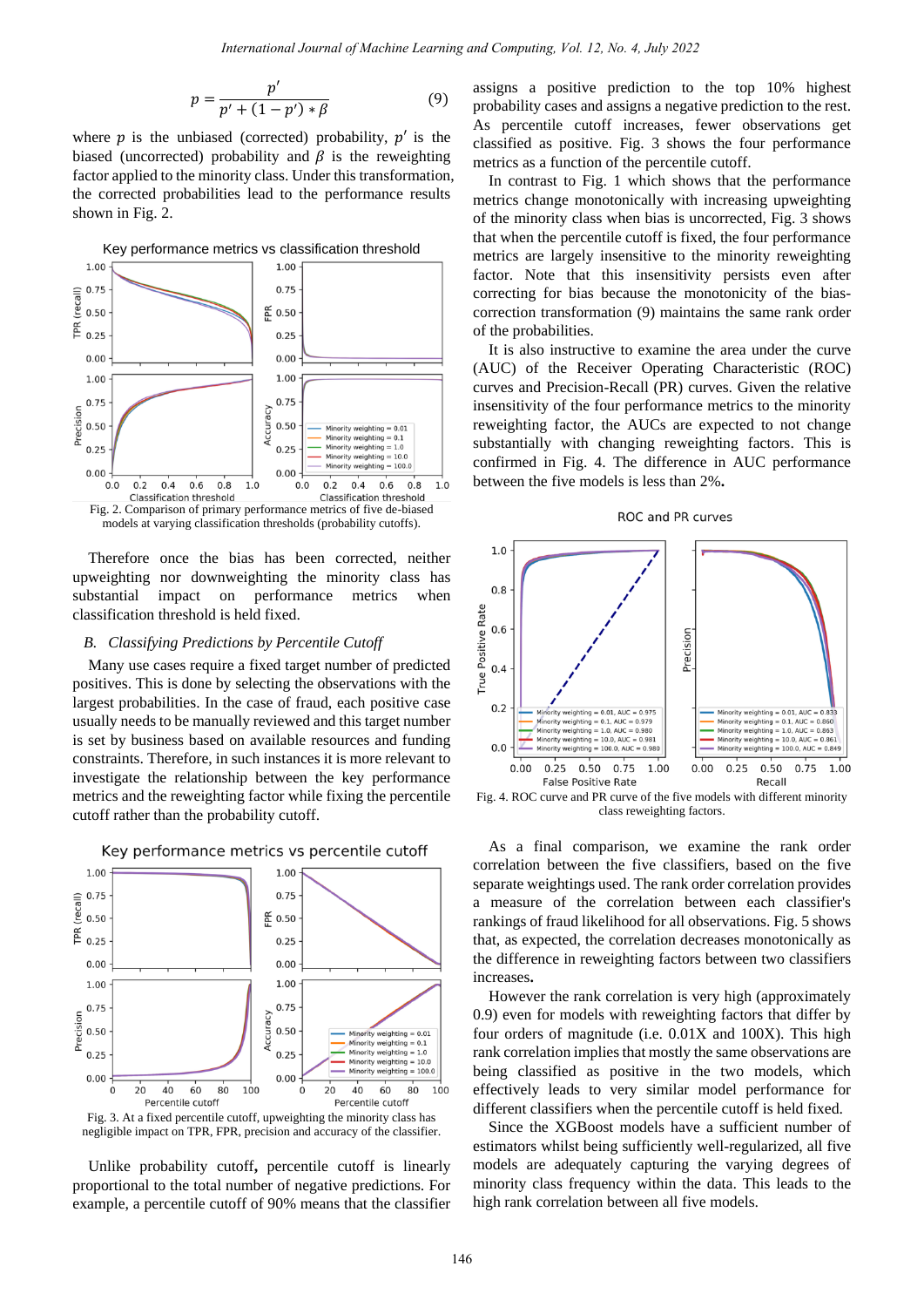$$p = \frac{p'}{p' + (1 - p') * \beta} \tag{9}$$

where $p$ is the unbiased (corrected) probability, $p'$ is the biased (uncorrected) probability and $\beta$ is the reweighting factor applied to the minority class. Under this transformation, the corrected probabilities lead to the performance results shown in Fig. 2.

Fig. 2. Comparison of primary performance metrics of five de-biased models at varying classification thresholds (probability cutoffs).

Therefore once the bias has been corrected, neither upweighting nor downweighting the minority class has substantial impact on performance metrics when classification threshold is held fixed.

## *B. Classifying Predictions by Percentile Cutoff*

Many use cases require a fixed target number of predicted positives. This is done by selecting the observations with the largest probabilities. In the case of fraud, each positive case usually needs to be manually reviewed and this target number is set by business based on available resources and funding constraints. Therefore, in such instances it is more relevant to investigate the relationship between the key performance metrics and the reweighting factor while fixing the percentile cutoff rather than the probability cutoff.

Fig. 3. At a fixed percentile cutoff, upweighting the minority class has negligible impact on TPR, FPR, precision and accuracy of the classifier.

Unlike probability cutoff, percentile cutoff is linearly proportional to the total number of negative predictions. For example, a percentile cutoff of 90% means that the classifier assigns a positive prediction to the top 10% highest probability cases and assigns a negative prediction to the rest. As percentile cutoff increases, fewer observations get classified as positive. Fig. 3 shows the four performance metrics as a function of the percentile cutoff.

In contrast to Fig. 1 which shows that the performance metrics change monotonically with increasing upweighting of the minority class when bias is uncorrected, Fig. 3 shows that when the percentile cutoff is fixed, the four performance metrics are largely insensitive to the minority reweighting factor. Note that this insensitivity persists even after correcting for bias because the monotonicity of the bias-correction transformation (9) maintains the same rank order of the probabilities.

It is also instructive to examine the area under the curve (AUC) of the Receiver Operating Characteristic (ROC) curves and Precision-Recall (PR) curves. Given the relative insensitivity of the four performance metrics to the minority reweighting factor, the AUCs are expected to not change substantially with changing reweighting factors. This is confirmed in Fig. 4. The difference in AUC performance between the five models is less than 2%.

Fig. 4. ROC curve and PR curve of the five models with different minority class reweighting factors.

As a final comparison, we examine the rank order correlation between the five classifiers, based on the five separate weightings used. The rank order correlation provides a measure of the correlation between each classifier's rankings of fraud likelihood for all observations. Fig. 5 shows that, as expected, the correlation decreases monotonically as the difference in reweighting factors between two classifiers increases.

However the rank correlation is very high (approximately 0.9) even for models with reweighting factors that differ by four orders of magnitude (i.e. 0.01X and 100X). This high rank correlation implies that mostly the same observations are being classified as positive in the two models, which effectively leads to very similar model performance for different classifiers when the percentile cutoff is held fixed.

Since the XGBoost models have a sufficient number of estimators whilst being sufficiently well-regularized, all five models are adequately capturing the varying degrees of minority class frequency within the data. This leads to the high rank correlation between all five models.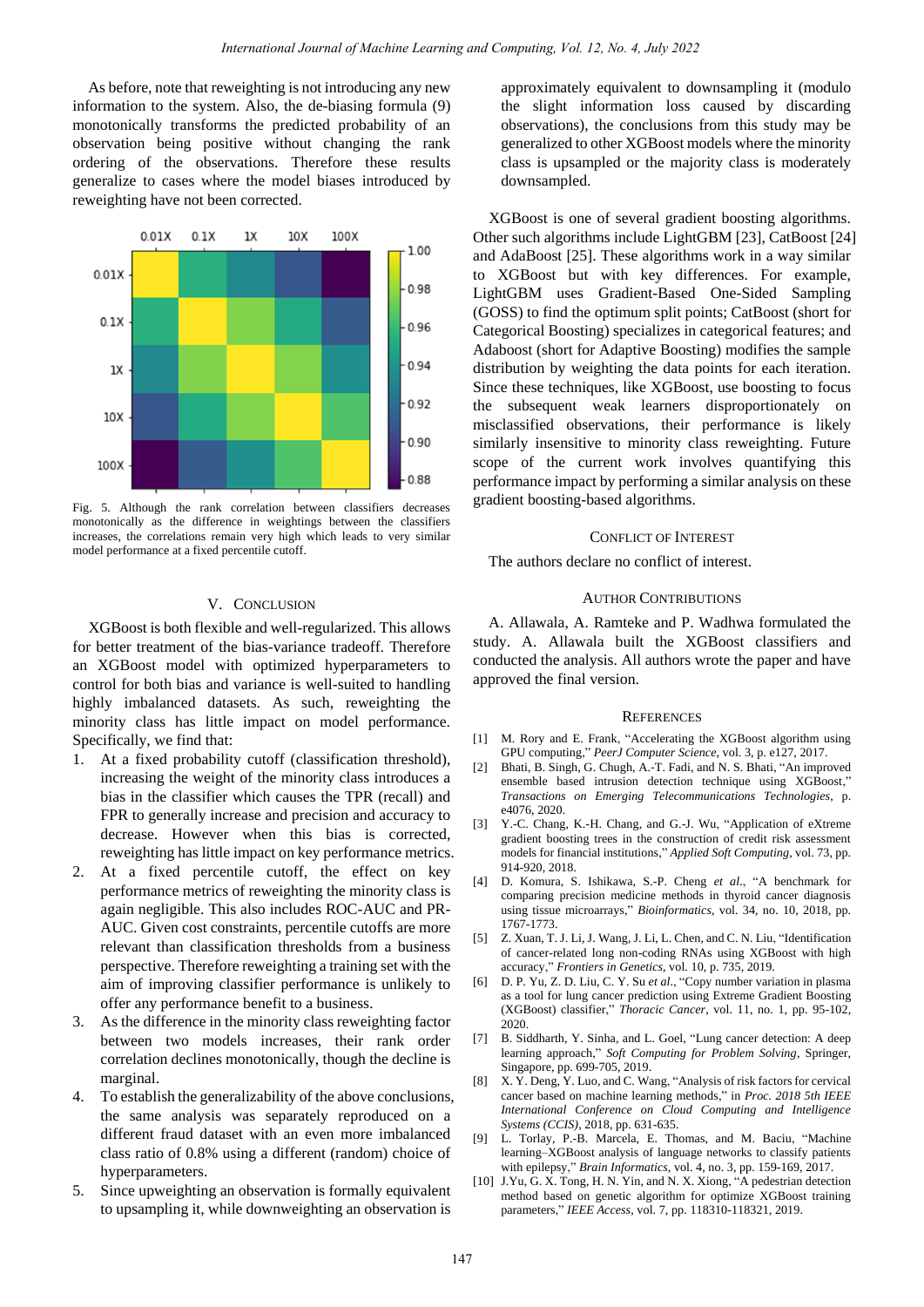As before, note that reweighting is not introducing any new information to the system. Also, the de-biasing formula (9) monotonically transforms the predicted probability of an observation being positive without changing the rank ordering of the observations. Therefore these results generalize to cases where the model biases introduced by reweighting have not been corrected.

Fig. 5. Although the rank correlation between classifiers decreases monotonically as the difference in weightings between the classifiers increases, the correlations remain very high which leads to very similar model performance at a fixed percentile cutoff.

## V. Conclusion

XGBoost is both flexible and well-regularized. This allows for better treatment of the bias-variance tradeoff. Therefore an XGBoost model with optimized hyperparameters to control for both bias and variance is well-suited to handling highly imbalanced datasets. As such, reweighting the minority class has little impact on model performance. Specifically, we find that:

1. At a fixed probability cutoff (classification threshold), increasing the weight of the minority class introduces a bias in the classifier which causes the TPR (recall) and FPR to generally increase and precision and accuracy to decrease. However when this bias is corrected, reweighting has little impact on key performance metrics.
2. At a fixed percentile cutoff, the effect on key performance metrics of reweighting the minority class is again negligible. This also includes ROC-AUC and PR-AUC. Given cost constraints, percentile cutoffs are more relevant than classification thresholds from a business perspective. Therefore reweighting a training set with the aim of improving classifier performance is unlikely to offer any performance benefit to a business.
3. As the difference in the minority class reweighting factor between two models increases, their rank order correlation declines monotonically, though the decline is marginal.
4. To establish the generalizability of the above conclusions, the same analysis was separately reproduced on a different fraud dataset with an even more imbalanced class ratio of 0.8% using a different (random) choice of hyperparameters.
5. Since upweighting an observation is formally equivalent to upsampling it, while downweighting an observation is approximately equivalent to downsampling it (modulo the slight information loss caused by discarding observations), the conclusions from this study may be generalized to other XGBoost models where the minority class is upsampled or the majority class is moderately downsampled.

XGBoost is one of several gradient boosting algorithms. Other such algorithms include LightGBM [23], CatBoost [24] and AdaBoost [25]. These algorithms work in a way similar to XGBoost but with key differences. For example, LightGBM uses Gradient-Based One-Sided Sampling (GOSS) to find the optimum split points; CatBoost (short for Categorical Boosting) specializes in categorical features; and Adaboost (short for Adaptive Boosting) modifies the sample distribution by weighting the data points for each iteration. Since these techniques, like XGBoost, use boosting to focus the subsequent weak learners disproportionately on misclassified observations, their performance is likely similarly insensitive to minority class reweighting. Future scope of the current work involves quantifying this performance impact by performing a similar analysis on these gradient boosting-based algorithms.

## Conflict of Interest

The authors declare no conflict of interest.

## Author Contributions

A. Allawala, A. Ramteke and P. Wadhwa formulated the study. A. Allawala built the XGBoost classifiers and conducted the analysis. All authors wrote the paper and have approved the final version.

## References

[1] M. Rory and E. Frank, "Accelerating the XGBoost algorithm using GPU computing," *PeerJ Computer Science*, vol. 3, p. e127, 2017.

[2] Bhati, B. Singh, G. Chugh, A.-T. Fadi, and N. S. Bhati, "An improved ensemble based intrusion detection technique using XGBoost," *Transactions on Emerging Telecommunications Technologies*, p. e4076, 2020.

[3] Y.-C. Chang, K.-H. Chang, and G.-J. Wu, "Application of eXtreme gradient boosting trees in the construction of credit risk assessment models for financial institutions," *Applied Soft Computing*, vol. 73, pp. 914-920, 2018.

[4] D. Komura, S. Ishikawa, S.-P. Cheng *et al*., "A benchmark for comparing precision medicine methods in thyroid cancer diagnosis using tissue microarrays," *Bioinformatics*, vol. 34, no. 10, 2018, pp. 1767-1773.

[5] Z. Xuan, T. J. Li, J. Wang, J. Li, L. Chen, and C. N. Liu, "Identification of cancer-related long non-coding RNAs using XGBoost with high accuracy," *Frontiers in Genetics*, vol. 10, p. 735, 2019.

[6] D. P. Yu, Z. D. Liu, C. Y. Su *et al*., "Copy number variation in plasma as a tool for lung cancer prediction using Extreme Gradient Boosting (XGBoost) classifier," *Thoracic Cancer*, vol. 11, no. 1, pp. 95-102, 2020.

[7] B. Siddharth, Y. Sinha, and L. Goel, "Lung cancer detection: A deep learning approach," *Soft Computing for Problem Solving*, Springer, Singapore, pp. 699-705, 2019.

[8] X. Y. Deng, Y. Luo, and C. Wang, "Analysis of risk factors for cervical cancer based on machine learning methods," in *Proc. 2018 5th IEEE International Conference on Cloud Computing and Intelligence Systems (CCIS)*, 2018, pp. 631-635.

[9] L. Torlay, P.-B. Marcela, E. Thomas, and M. Baciu, "Machine learning–XGBoost analysis of language networks to classify patients with epilepsy," *Brain Informatics*, vol. 4, no. 3, pp. 159-169, 2017.

[10] J. Yu, G. X. Tong, H. N. Yin, and N. X. Xiong, "A pedestrian detection method based on genetic algorithm for optimize XGBoost training parameters," *IEEE Access*, vol. 7, pp. 118310-118321, 2019.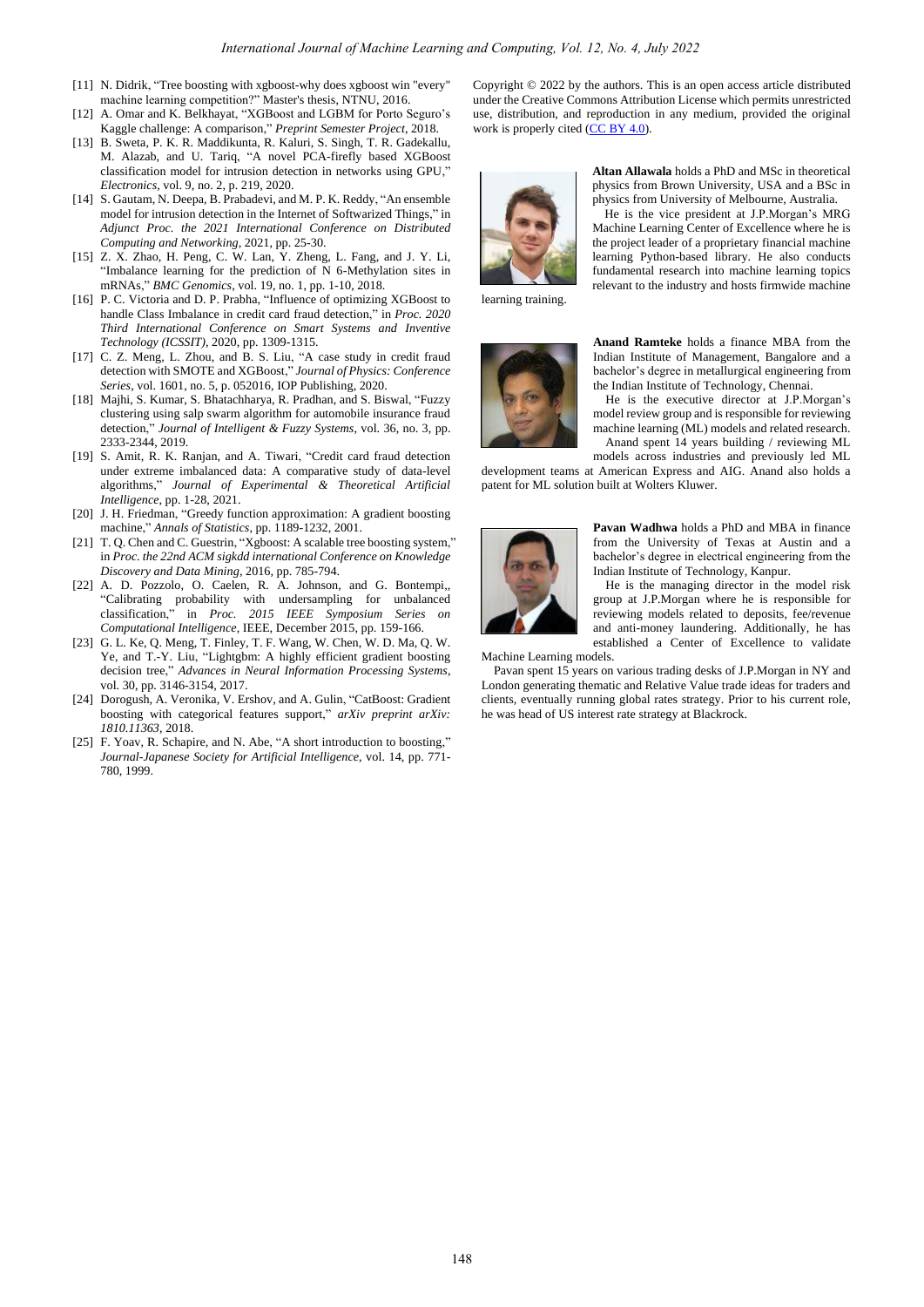[11] N. Didrik, "Tree boosting with xgboost-why does xgboost win "every" machine learning competition?" Master's thesis, NTNU, 2016.

[12] A. Omar and K. Belkhayat, "XGBoost and LGBM for Porto Seguro's Kaggle challenge: A comparison," *Preprint Semester Project*, 2018.

[13] B. Sweta, P. K. R. Maddikunta, R. Kaluri, S. Singh, T. R. Gadekallu, M. Alazab, and U. Tariq, "A novel PCA-firefly based XGBoost classification model for intrusion detection in networks using GPU," *Electronics*, vol. 9, no. 2, p. 219, 2020.

[14] S. Gautam, N. Deepa, B. Prabadevi, and M. P. K. Reddy, "An ensemble model for intrusion detection in the Internet of Softwarized Things," in *Adjunct Proc. the 2021 International Conference on Distributed Computing and Networking*, 2021, pp. 25-30.

[15] Z. X. Zhao, H. Peng, C. W. Lan, Y. Zheng, L. Fang, and J. Y. Li, "Imbalance learning for the prediction of N 6-Methylation sites in mRNAs," *BMC Genomics*, vol. 19, no. 1, pp. 1-10, 2018.

[16] P. C. Victoria and D. P. Prabha, "Influence of optimizing XGBoost to handle Class Imbalance in credit card fraud detection," in *Proc. 2020 Third International Conference on Smart Systems and Inventive Technology (ICSSIT)*, 2020, pp. 1309-1315.

[17] C. Z. Meng, L. Zhou, and B. S. Liu, "A case study in credit fraud detection with SMOTE and XGBoost," *Journal of Physics: Conference Series*, vol. 1601, no. 5, p. 052016, IOP Publishing, 2020.

[18] Majhi, S. Kumar, S. Bhatachharya, R. Pradhan, and S. Biswal, "Fuzzy clustering using salp swarm algorithm for automobile insurance fraud detection," *Journal of Intelligent & Fuzzy Systems*, vol. 36, no. 3, pp. 2333-2344, 2019.

[19] S. Amit, R. K. Ranjan, and A. Tiwari, "Credit card fraud detection under extreme imbalanced data: A comparative study of data-level algorithms," *Journal of Experimental & Theoretical Artificial Intelligence*, pp. 1-28, 2021.

[20] J. H. Friedman, "Greedy function approximation: A gradient boosting machine," *Annals of Statistics*, pp. 1189-1232, 2001.

[21] T. Q. Chen and C. Guestrin, "Xgboost: A scalable tree boosting system," in *Proc. the 22nd ACM sigkdd international Conference on Knowledge Discovery and Data Mining*, 2016, pp. 785-794.

[22] A. D. Pozzolo, O. Caelen, R. A. Johnson, and G. Bontempi,, "Calibrating probability with undersampling for unbalanced classification," in *Proc. 2015 IEEE Symposium Series on Computational Intelligence*, IEEE, December 2015, pp. 159-166.

[23] G. L. Ke, Q. Meng, T. Finley, T. F. Wang, W. Chen, W. D. Ma, Q. W. Ye, and T.-Y. Liu, "Lightgbm: A highly efficient gradient boosting decision tree," *Advances in Neural Information Processing Systems*, vol. 30, pp. 3146-3154, 2017.

[24] Dorogush, A. Veronika, V. Ershov, and A. Gulin, "CatBoost: Gradient boosting with categorical features support," *arXiv preprint arXiv: 1810.11363*, 2018.

[25] F. Yoav, R. Schapire, and N. Abe, "A short introduction to boosting," *Journal-Japanese Society for Artificial Intelligence*, vol. 14, pp. 771-780, 1999.

Copyright © 2022 by the authors. This is an open access article distributed under the Creative Commons Attribution License which permits unrestricted use, distribution, and reproduction in any medium, provided the original work is properly cited (CC BY 4.0).

**Altan Allawala** holds a PhD and MSc in theoretical physics from Brown University, USA and a BSc in physics from University of Melbourne, Australia.

He is the vice president at J.P.Morgan's MRG Machine Learning Center of Excellence where he is the project leader of a proprietary financial machine learning Python-based library. He also conducts fundamental research into machine learning topics relevant to the industry and hosts firmwide machine learning training.

**Anand Ramteke** holds a finance MBA from the Indian Institute of Management, Bangalore and a bachelor's degree in metallurgical engineering from the Indian Institute of Technology, Chennai.

He is the executive director at J.P.Morgan's model review group and is responsible for reviewing machine learning (ML) models and related research.

Anand spent 14 years building / reviewing ML models across industries and previously led ML development teams at American Express and AIG. Anand also holds a patent for ML solution built at Wolters Kluwer.

**Pavan Wadhwa** holds a PhD and MBA in finance from the University of Texas at Austin and a bachelor's degree in electrical engineering from the Indian Institute of Technology, Kanpur.

He is the managing director in the model risk group at J.P.Morgan where he is responsible for reviewing models related to deposits, fee/revenue and anti-money laundering. Additionally, he has established a Center of Excellence to validate Machine Learning models.

Pavan spent 15 years on various trading desks of J.P.Morgan in NY and London generating thematic and Relative Value trade ideas for traders and clients, eventually running global rates strategy. Prior to his current role, he was head of US interest rate strategy at Blackrock.